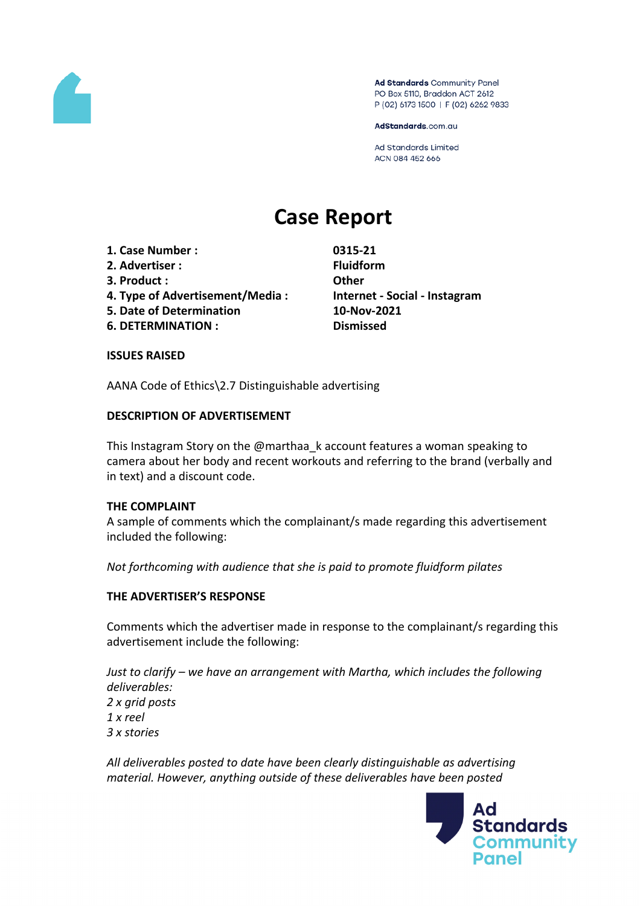Ad Standards Community Panel
PO Box 5110, Braddon ACT 2612
P (02) 6173 1500 | F (02) 6262 9833

AdStandards.com.au

Ad Standards Limited
ACN 084 452 666

# Case Report

| | |
|---|---|
| **1. Case Number :** | **0315-21** |
| **2. Advertiser :** | **Fluidform** |
| **3. Product :** | **Other** |
| **4. Type of Advertisement/Media :** | **Internet - Social - Instagram** |
| **5. Date of Determination** | **10-Nov-2021** |
| **6. DETERMINATION :** | **Dismissed** |

### ISSUES RAISED

AANA Code of Ethics\2.7 Distinguishable advertising

### DESCRIPTION OF ADVERTISEMENT

This Instagram Story on the @marthaa_k account features a woman speaking to camera about her body and recent workouts and referring to the brand (verbally and in text) and a discount code.

### THE COMPLAINT

A sample of comments which the complainant/s made regarding this advertisement included the following:

*Not forthcoming with audience that she is paid to promote fluidform pilates*

### THE ADVERTISER'S RESPONSE

Comments which the advertiser made in response to the complainant/s regarding this advertisement include the following:

*Just to clarify – we have an arrangement with Martha, which includes the following deliverables:*
*2 x grid posts*
*1 x reel*
*3 x stories*

*All deliverables posted to date have been clearly distinguishable as advertising material. However, anything outside of these deliverables have been posted*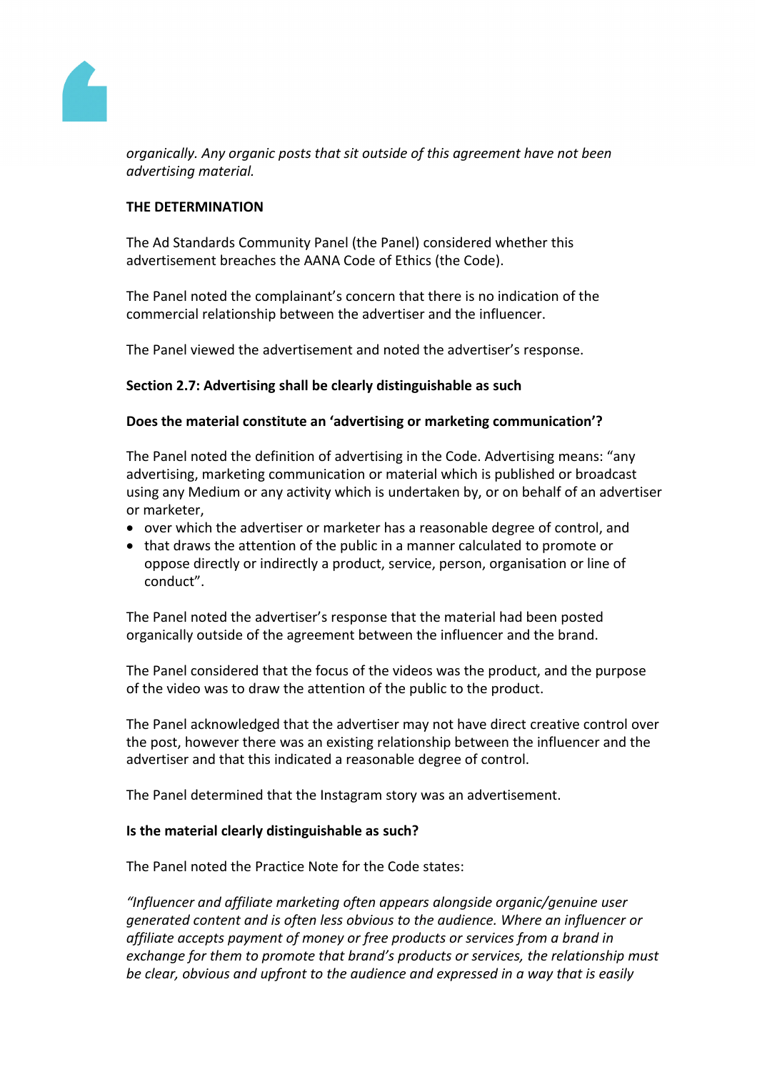*organically. Any organic posts that sit outside of this agreement have not been advertising material.*

**THE DETERMINATION**

The Ad Standards Community Panel (the Panel) considered whether this advertisement breaches the AANA Code of Ethics (the Code).

The Panel noted the complainant's concern that there is no indication of the commercial relationship between the advertiser and the influencer.

The Panel viewed the advertisement and noted the advertiser's response.

**Section 2.7: Advertising shall be clearly distinguishable as such**

**Does the material constitute an 'advertising or marketing communication'?**

The Panel noted the definition of advertising in the Code. Advertising means: "any advertising, marketing communication or material which is published or broadcast using any Medium or any activity which is undertaken by, or on behalf of an advertiser or marketer,

- over which the advertiser or marketer has a reasonable degree of control, and
- that draws the attention of the public in a manner calculated to promote or oppose directly or indirectly a product, service, person, organisation or line of conduct".

The Panel noted the advertiser's response that the material had been posted organically outside of the agreement between the influencer and the brand.

The Panel considered that the focus of the videos was the product, and the purpose of the video was to draw the attention of the public to the product.

The Panel acknowledged that the advertiser may not have direct creative control over the post, however there was an existing relationship between the influencer and the advertiser and that this indicated a reasonable degree of control.

The Panel determined that the Instagram story was an advertisement.

**Is the material clearly distinguishable as such?**

The Panel noted the Practice Note for the Code states:

*"Influencer and affiliate marketing often appears alongside organic/genuine user generated content and is often less obvious to the audience. Where an influencer or affiliate accepts payment of money or free products or services from a brand in exchange for them to promote that brand's products or services, the relationship must be clear, obvious and upfront to the audience and expressed in a way that is easily*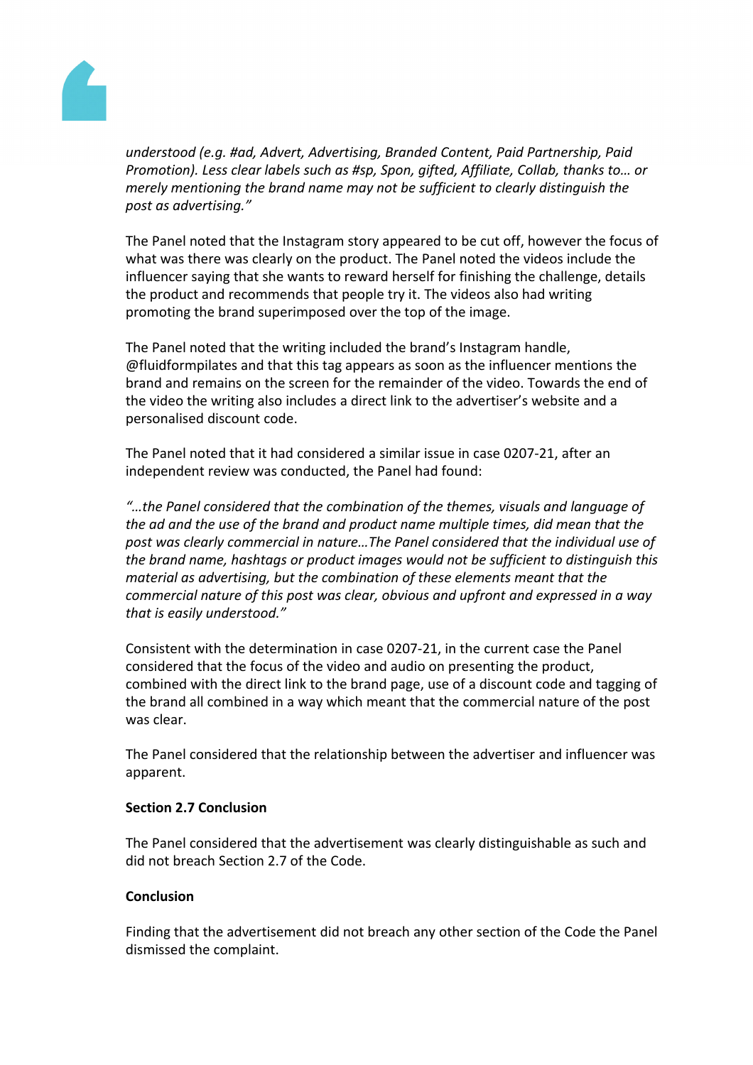*understood (e.g. #ad, Advert, Advertising, Branded Content, Paid Partnership, Paid Promotion). Less clear labels such as #sp, Spon, gifted, Affiliate, Collab, thanks to… or merely mentioning the brand name may not be sufficient to clearly distinguish the post as advertising."*

The Panel noted that the Instagram story appeared to be cut off, however the focus of what was there was clearly on the product. The Panel noted the videos include the influencer saying that she wants to reward herself for finishing the challenge, details the product and recommends that people try it. The videos also had writing promoting the brand superimposed over the top of the image.

The Panel noted that the writing included the brand's Instagram handle, @fluidformpilates and that this tag appears as soon as the influencer mentions the brand and remains on the screen for the remainder of the video. Towards the end of the video the writing also includes a direct link to the advertiser's website and a personalised discount code.

The Panel noted that it had considered a similar issue in case 0207-21, after an independent review was conducted, the Panel had found:

*"…the Panel considered that the combination of the themes, visuals and language of the ad and the use of the brand and product name multiple times, did mean that the post was clearly commercial in nature…The Panel considered that the individual use of the brand name, hashtags or product images would not be sufficient to distinguish this material as advertising, but the combination of these elements meant that the commercial nature of this post was clear, obvious and upfront and expressed in a way that is easily understood."*

Consistent with the determination in case 0207-21, in the current case the Panel considered that the focus of the video and audio on presenting the product, combined with the direct link to the brand page, use of a discount code and tagging of the brand all combined in a way which meant that the commercial nature of the post was clear.

The Panel considered that the relationship between the advertiser and influencer was apparent.

**Section 2.7 Conclusion**

The Panel considered that the advertisement was clearly distinguishable as such and did not breach Section 2.7 of the Code.

**Conclusion**

Finding that the advertisement did not breach any other section of the Code the Panel dismissed the complaint.